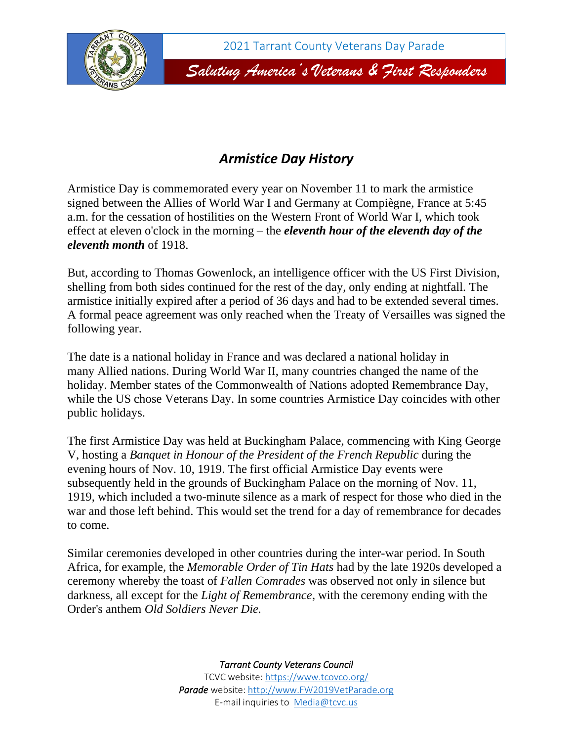# Armistice Day History

Armistice Day is commemorated every year on November 11 to mark the armistice signed between the Allies of World War I and Germany at Compiègne, France at 5:45 a.m. for the cessation of hostilities on the Western Front of World War I, which took effect at eleven o'clock in the morning – the ***eleventh hour of the eleventh day of the eleventh month*** of 1918.

But, according to Thomas Gowenlock, an intelligence officer with the US First Division, shelling from both sides continued for the rest of the day, only ending at nightfall. The armistice initially expired after a period of 36 days and had to be extended several times. A formal peace agreement was only reached when the Treaty of Versailles was signed the following year.

The date is a national holiday in France and was declared a national holiday in many Allied nations. During World War II, many countries changed the name of the holiday. Member states of the Commonwealth of Nations adopted Remembrance Day, while the US chose Veterans Day. In some countries Armistice Day coincides with other public holidays.

The first Armistice Day was held at Buckingham Palace, commencing with King George V, hosting a *Banquet in Honour of the President of the French Republic* during the evening hours of Nov. 10, 1919. The first official Armistice Day events were subsequently held in the grounds of Buckingham Palace on the morning of Nov. 11, 1919, which included a two-minute silence as a mark of respect for those who died in the war and those left behind. This would set the trend for a day of remembrance for decades to come.

Similar ceremonies developed in other countries during the inter-war period. In South Africa, for example, the *Memorable Order of Tin Hats* had by the late 1920s developed a ceremony whereby the toast of *Fallen Comrades* was observed not only in silence but darkness, all except for the *Light of Remembrance*, with the ceremony ending with the Order's anthem *Old Soldiers Never Die.*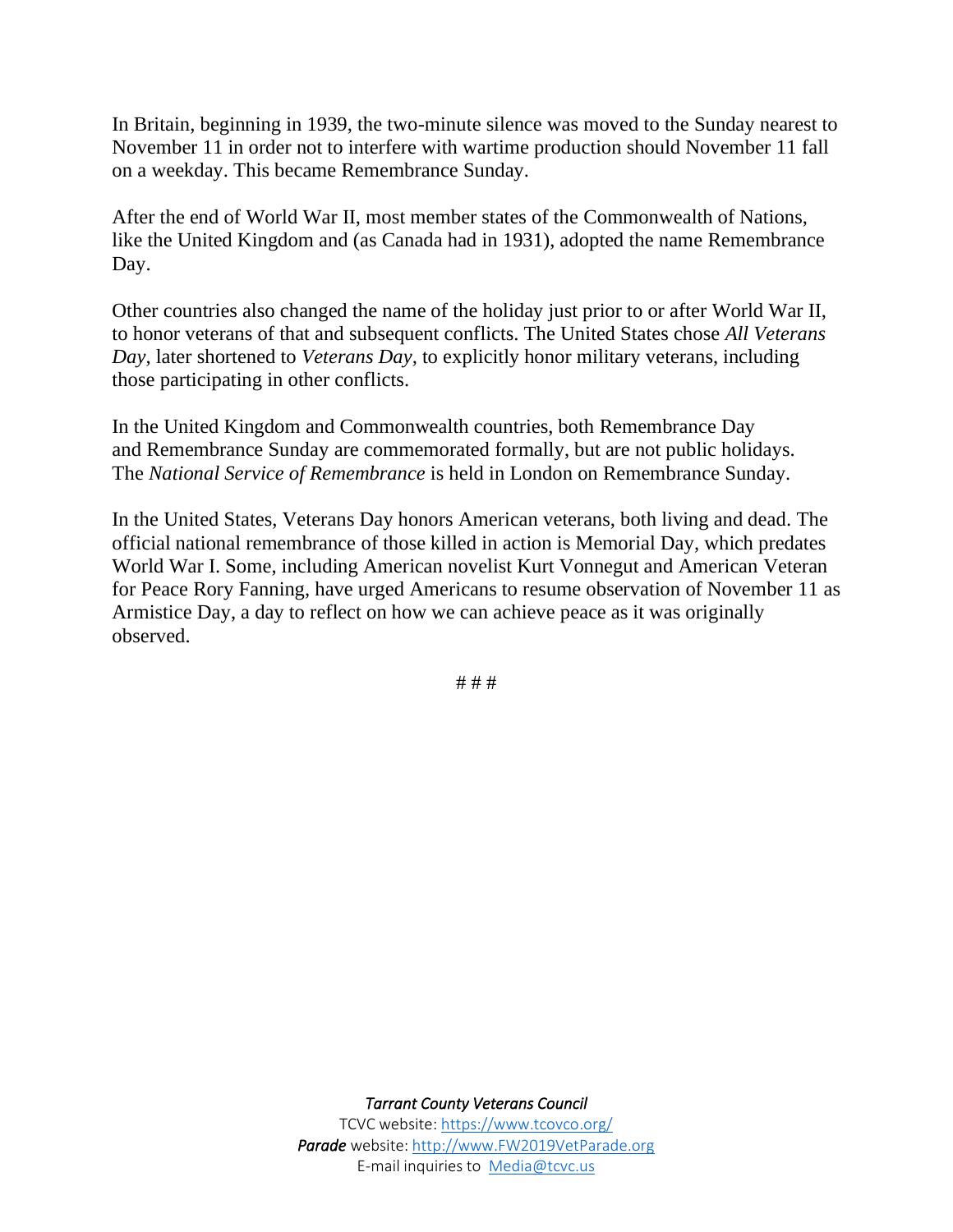In Britain, beginning in 1939, the two-minute silence was moved to the Sunday nearest to November 11 in order not to interfere with wartime production should November 11 fall on a weekday. This became Remembrance Sunday.

After the end of World War II, most member states of the Commonwealth of Nations, like the United Kingdom and (as Canada had in 1931), adopted the name Remembrance Day.

Other countries also changed the name of the holiday just prior to or after World War II, to honor veterans of that and subsequent conflicts. The United States chose *All Veterans Day*, later shortened to *Veterans Day*, to explicitly honor military veterans, including those participating in other conflicts.

In the United Kingdom and Commonwealth countries, both Remembrance Day and Remembrance Sunday are commemorated formally, but are not public holidays. The *National Service of Remembrance* is held in London on Remembrance Sunday.

In the United States, Veterans Day honors American veterans, both living and dead. The official national remembrance of those killed in action is Memorial Day, which predates World War I. Some, including American novelist Kurt Vonnegut and American Veteran for Peace Rory Fanning, have urged Americans to resume observation of November 11 as Armistice Day, a day to reflect on how we can achieve peace as it was originally observed.

# # #

*Tarrant County Veterans Council*
TCVC website: https://www.tcovco.org/
*Parade* website: http://www.FW2019VetParade.org
E-mail inquiries to Media@tcvc.us